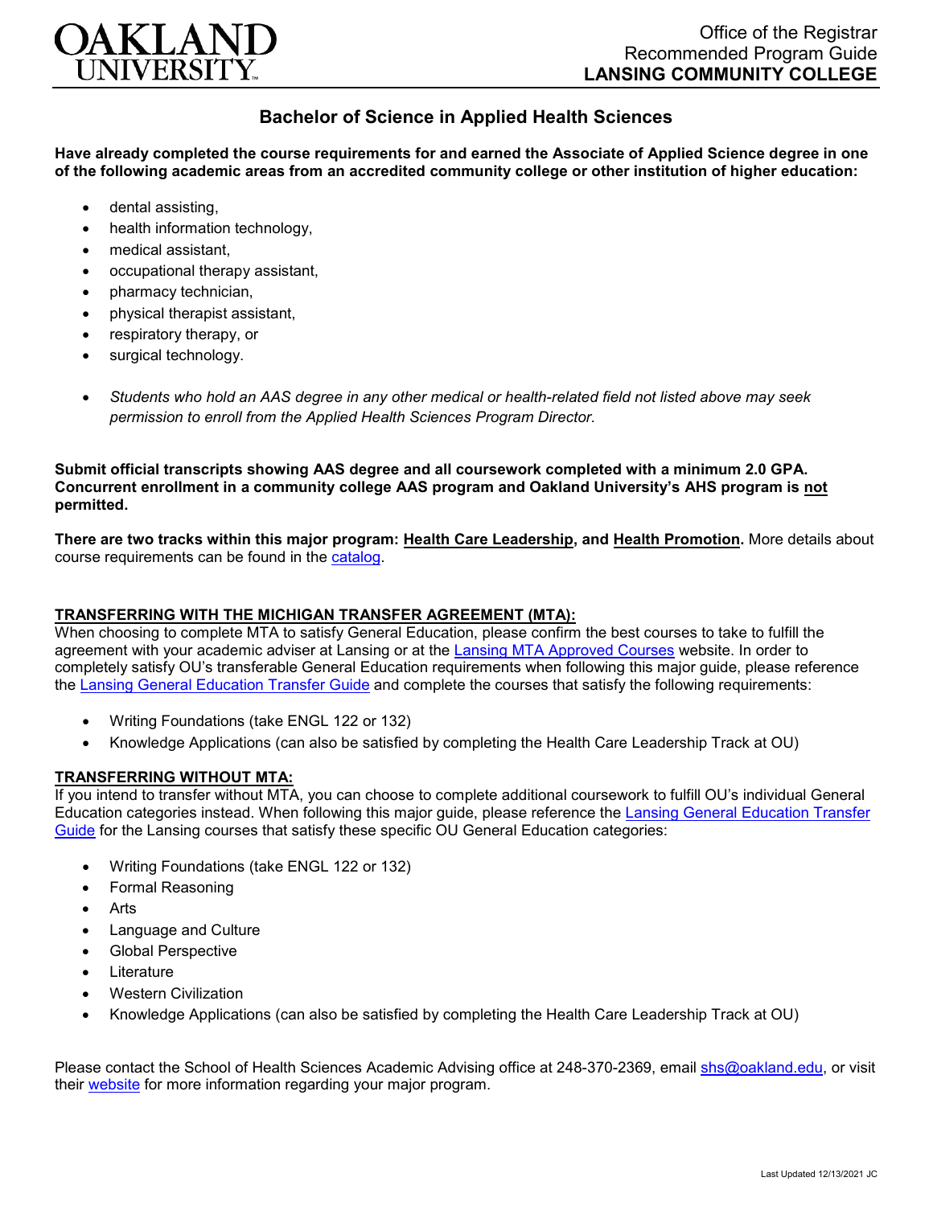OAKLAND UNIVERSITY

Office of the Registrar
Recommended Program Guide
**LANSING COMMUNITY COLLEGE**

# Bachelor of Science in Applied Health Sciences

**Have already completed the course requirements for and earned the Associate of Applied Science degree in one of the following academic areas from an accredited community college or other institution of higher education:**

- dental assisting,
- health information technology,
- medical assistant,
- occupational therapy assistant,
- pharmacy technician,
- physical therapist assistant,
- respiratory therapy, or
- surgical technology.

- *Students who hold an AAS degree in any other medical or health-related field not listed above may seek permission to enroll from the Applied Health Sciences Program Director.*

**Submit official transcripts showing AAS degree and all coursework completed with a minimum 2.0 GPA. Concurrent enrollment in a community college AAS program and Oakland University's AHS program is <u>not</u> permitted.**

**There are two tracks within this major program: <u>Health Care Leadership</u>, and <u>Health Promotion</u>.** More details about course requirements can be found in the catalog.

## TRANSFERRING WITH THE MICHIGAN TRANSFER AGREEMENT (MTA):

When choosing to complete MTA to satisfy General Education, please confirm the best courses to take to fulfill the agreement with your academic adviser at Lansing or at the Lansing MTA Approved Courses website. In order to completely satisfy OU's transferable General Education requirements when following this major guide, please reference the Lansing General Education Transfer Guide and complete the courses that satisfy the following requirements:

- Writing Foundations (take ENGL 122 or 132)
- Knowledge Applications (can also be satisfied by completing the Health Care Leadership Track at OU)

## TRANSFERRING WITHOUT MTA:

If you intend to transfer without MTA, you can choose to complete additional coursework to fulfill OU's individual General Education categories instead. When following this major guide, please reference the Lansing General Education Transfer Guide for the Lansing courses that satisfy these specific OU General Education categories:

- Writing Foundations (take ENGL 122 or 132)
- Formal Reasoning
- Arts
- Language and Culture
- Global Perspective
- Literature
- Western Civilization
- Knowledge Applications (can also be satisfied by completing the Health Care Leadership Track at OU)

Please contact the School of Health Sciences Academic Advising office at 248-370-2369, email shs@oakland.edu, or visit their website for more information regarding your major program.

Last Updated 12/13/2021 JC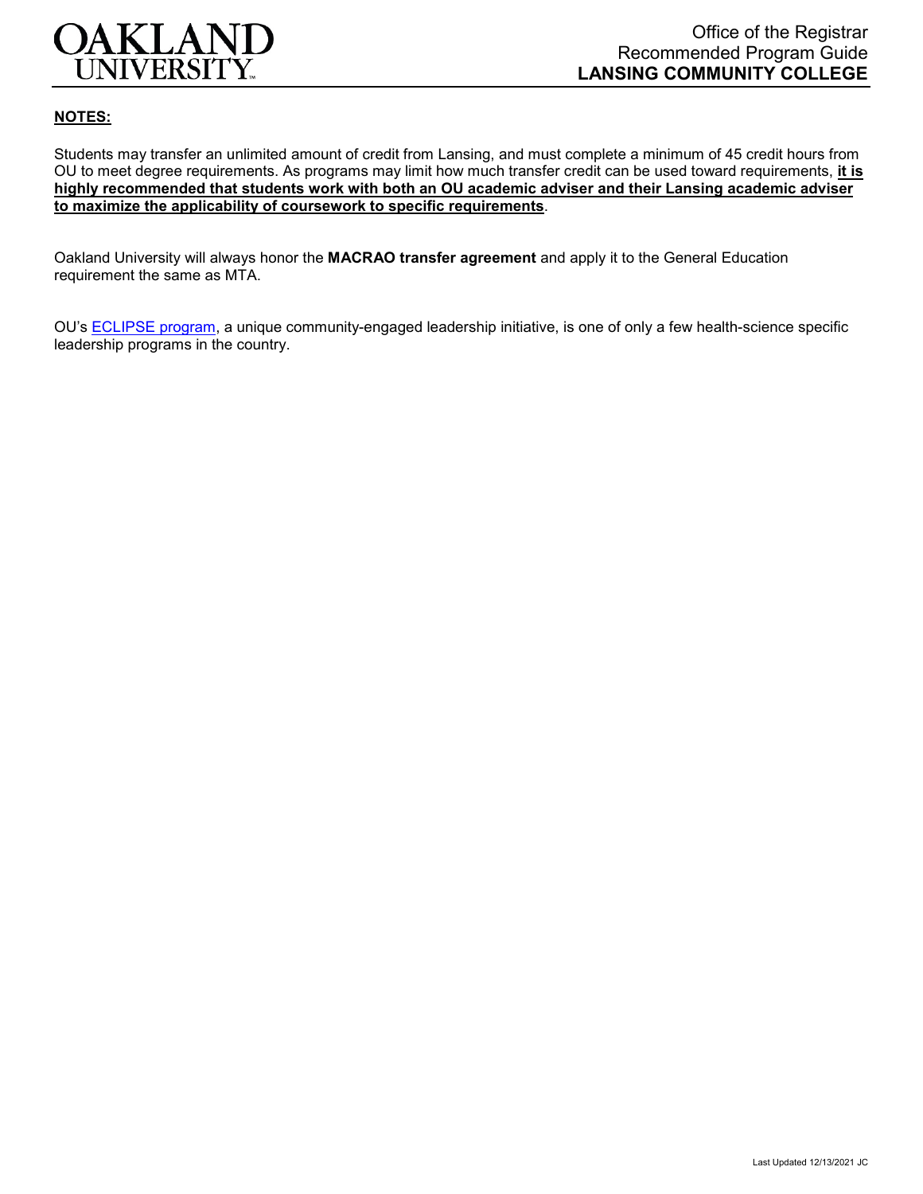**NOTES:**

Students may transfer an unlimited amount of credit from Lansing, and must complete a minimum of 45 credit hours from OU to meet degree requirements. As programs may limit how much transfer credit can be used toward requirements, **it is highly recommended that students work with both an OU academic adviser and their Lansing academic adviser to maximize the applicability of coursework to specific requirements**.

Oakland University will always honor the **MACRAO transfer agreement** and apply it to the General Education requirement the same as MTA.

OU's ECLIPSE program, a unique community-engaged leadership initiative, is one of only a few health-science specific leadership programs in the country.

Last Updated 12/13/2021 JC